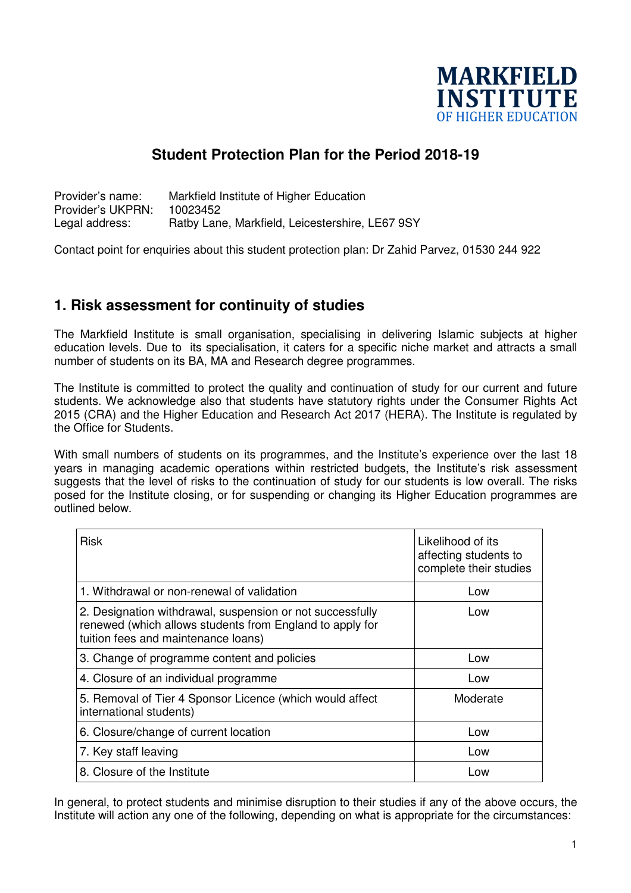MARKFIELD INSTITUTE OF HIGHER EDUCATION

# Student Protection Plan for the Period 2018-19

Provider's name: Markfield Institute of Higher Education
Provider's UKPRN: 10023452
Legal address: Ratby Lane, Markfield, Leicestershire, LE67 9SY

Contact point for enquiries about this student protection plan: Dr Zahid Parvez, 01530 244 922

## 1. Risk assessment for continuity of studies

The Markfield Institute is small organisation, specialising in delivering Islamic subjects at higher education levels. Due to its specialisation, it caters for a specific niche market and attracts a small number of students on its BA, MA and Research degree programmes.

The Institute is committed to protect the quality and continuation of study for our current and future students. We acknowledge also that students have statutory rights under the Consumer Rights Act 2015 (CRA) and the Higher Education and Research Act 2017 (HERA). The Institute is regulated by the Office for Students.

With small numbers of students on its programmes, and the Institute's experience over the last 18 years in managing academic operations within restricted budgets, the Institute's risk assessment suggests that the level of risks to the continuation of study for our students is low overall. The risks posed for the Institute closing, or for suspending or changing its Higher Education programmes are outlined below.

| Risk | Likelihood of its affecting students to complete their studies |
|---|---|
| 1. Withdrawal or non-renewal of validation | Low |
| 2. Designation withdrawal, suspension or not successfully renewed (which allows students from England to apply for tuition fees and maintenance loans) | Low |
| 3. Change of programme content and policies | Low |
| 4. Closure of an individual programme | Low |
| 5. Removal of Tier 4 Sponsor Licence (which would affect international students) | Moderate |
| 6. Closure/change of current location | Low |
| 7. Key staff leaving | Low |
| 8. Closure of the Institute | Low |

In general, to protect students and minimise disruption to their studies if any of the above occurs, the Institute will action any one of the following, depending on what is appropriate for the circumstances: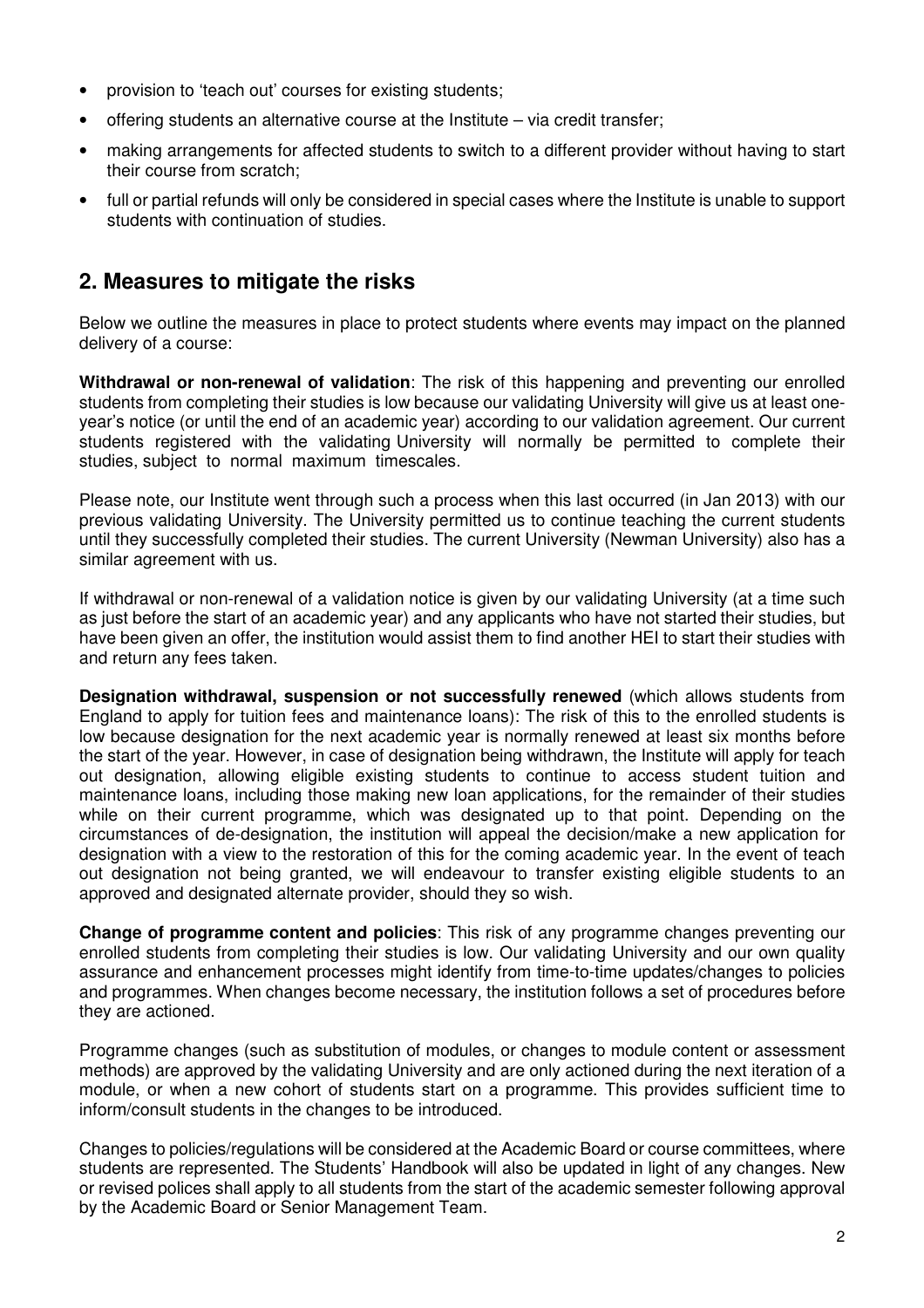- provision to 'teach out' courses for existing students;
- offering students an alternative course at the Institute – via credit transfer;
- making arrangements for affected students to switch to a different provider without having to start their course from scratch;
- full or partial refunds will only be considered in special cases where the Institute is unable to support students with continuation of studies.

## 2. Measures to mitigate the risks

Below we outline the measures in place to protect students where events may impact on the planned delivery of a course:

**Withdrawal or non-renewal of validation**: The risk of this happening and preventing our enrolled students from completing their studies is low because our validating University will give us at least one-year's notice (or until the end of an academic year) according to our validation agreement. Our current students registered with the validating University will normally be permitted to complete their studies, subject to normal maximum timescales.

Please note, our Institute went through such a process when this last occurred (in Jan 2013) with our previous validating University. The University permitted us to continue teaching the current students until they successfully completed their studies. The current University (Newman University) also has a similar agreement with us.

If withdrawal or non-renewal of a validation notice is given by our validating University (at a time such as just before the start of an academic year) and any applicants who have not started their studies, but have been given an offer, the institution would assist them to find another HEI to start their studies with and return any fees taken.

**Designation withdrawal, suspension or not successfully renewed** (which allows students from England to apply for tuition fees and maintenance loans): The risk of this to the enrolled students is low because designation for the next academic year is normally renewed at least six months before the start of the year. However, in case of designation being withdrawn, the Institute will apply for teach out designation, allowing eligible existing students to continue to access student tuition and maintenance loans, including those making new loan applications, for the remainder of their studies while on their current programme, which was designated up to that point. Depending on the circumstances of de-designation, the institution will appeal the decision/make a new application for designation with a view to the restoration of this for the coming academic year. In the event of teach out designation not being granted, we will endeavour to transfer existing eligible students to an approved and designated alternate provider, should they so wish.

**Change of programme content and policies**: This risk of any programme changes preventing our enrolled students from completing their studies is low. Our validating University and our own quality assurance and enhancement processes might identify from time-to-time updates/changes to policies and programmes. When changes become necessary, the institution follows a set of procedures before they are actioned.

Programme changes (such as substitution of modules, or changes to module content or assessment methods) are approved by the validating University and are only actioned during the next iteration of a module, or when a new cohort of students start on a programme. This provides sufficient time to inform/consult students in the changes to be introduced.

Changes to policies/regulations will be considered at the Academic Board or course committees, where students are represented. The Students' Handbook will also be updated in light of any changes. New or revised polices shall apply to all students from the start of the academic semester following approval by the Academic Board or Senior Management Team.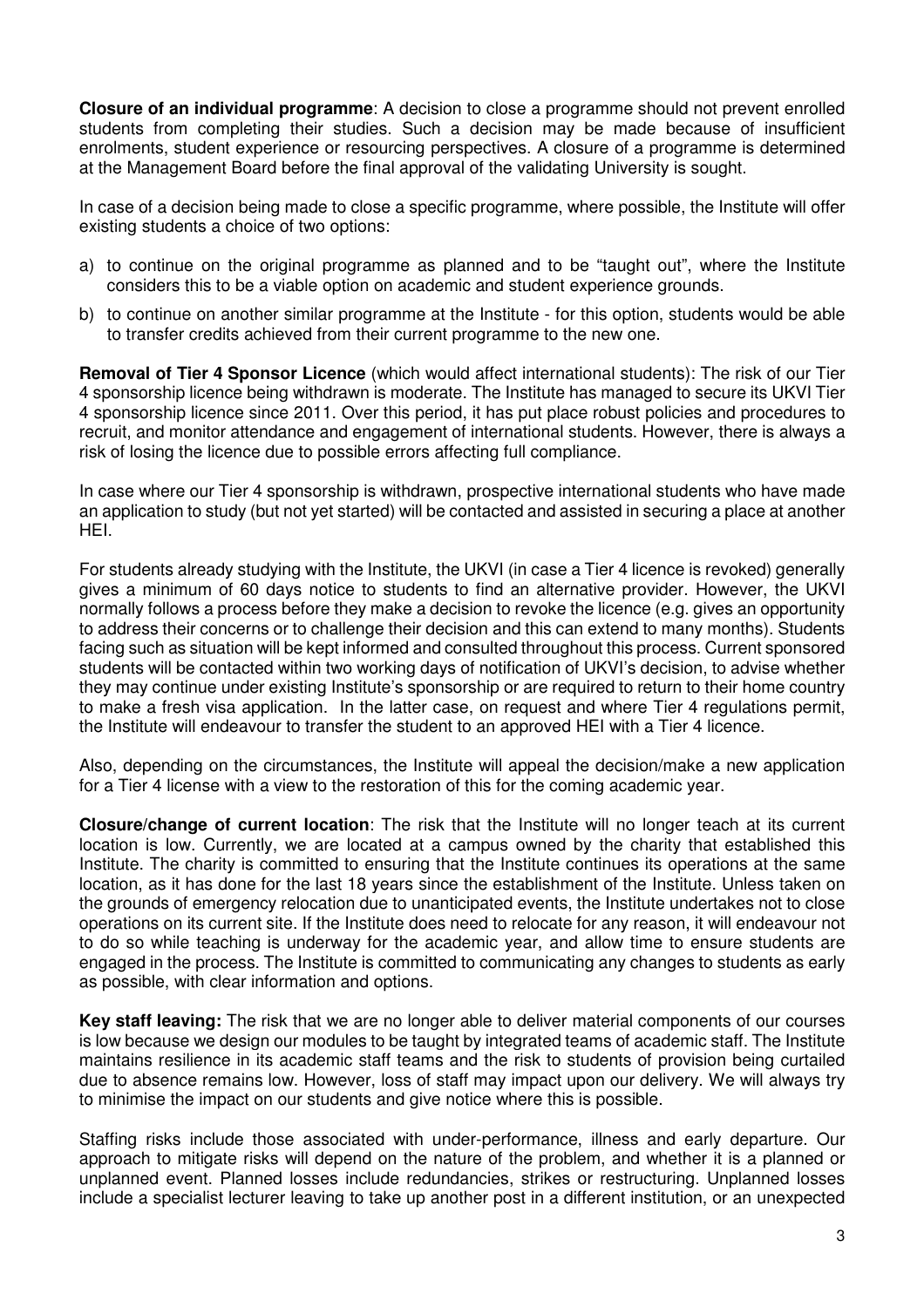**Closure of an individual programme**: A decision to close a programme should not prevent enrolled students from completing their studies. Such a decision may be made because of insufficient enrolments, student experience or resourcing perspectives. A closure of a programme is determined at the Management Board before the final approval of the validating University is sought.

In case of a decision being made to close a specific programme, where possible, the Institute will offer existing students a choice of two options:

a) to continue on the original programme as planned and to be "taught out", where the Institute considers this to be a viable option on academic and student experience grounds.
b) to continue on another similar programme at the Institute - for this option, students would be able to transfer credits achieved from their current programme to the new one.

**Removal of Tier 4 Sponsor Licence** (which would affect international students): The risk of our Tier 4 sponsorship licence being withdrawn is moderate. The Institute has managed to secure its UKVI Tier 4 sponsorship licence since 2011. Over this period, it has put place robust policies and procedures to recruit, and monitor attendance and engagement of international students. However, there is always a risk of losing the licence due to possible errors affecting full compliance.

In case where our Tier 4 sponsorship is withdrawn, prospective international students who have made an application to study (but not yet started) will be contacted and assisted in securing a place at another HEI.

For students already studying with the Institute, the UKVI (in case a Tier 4 licence is revoked) generally gives a minimum of 60 days notice to students to find an alternative provider. However, the UKVI normally follows a process before they make a decision to revoke the licence (e.g. gives an opportunity to address their concerns or to challenge their decision and this can extend to many months). Students facing such as situation will be kept informed and consulted throughout this process. Current sponsored students will be contacted within two working days of notification of UKVI's decision, to advise whether they may continue under existing Institute's sponsorship or are required to return to their home country to make a fresh visa application. In the latter case, on request and where Tier 4 regulations permit, the Institute will endeavour to transfer the student to an approved HEI with a Tier 4 licence.

Also, depending on the circumstances, the Institute will appeal the decision/make a new application for a Tier 4 license with a view to the restoration of this for the coming academic year.

**Closure/change of current location**: The risk that the Institute will no longer teach at its current location is low. Currently, we are located at a campus owned by the charity that established this Institute. The charity is committed to ensuring that the Institute continues its operations at the same location, as it has done for the last 18 years since the establishment of the Institute. Unless taken on the grounds of emergency relocation due to unanticipated events, the Institute undertakes not to close operations on its current site. If the Institute does need to relocate for any reason, it will endeavour not to do so while teaching is underway for the academic year, and allow time to ensure students are engaged in the process. The Institute is committed to communicating any changes to students as early as possible, with clear information and options.

**Key staff leaving:** The risk that we are no longer able to deliver material components of our courses is low because we design our modules to be taught by integrated teams of academic staff. The Institute maintains resilience in its academic staff teams and the risk to students of provision being curtailed due to absence remains low. However, loss of staff may impact upon our delivery. We will always try to minimise the impact on our students and give notice where this is possible.

Staffing risks include those associated with under-performance, illness and early departure. Our approach to mitigate risks will depend on the nature of the problem, and whether it is a planned or unplanned event. Planned losses include redundancies, strikes or restructuring. Unplanned losses include a specialist lecturer leaving to take up another post in a different institution, or an unexpected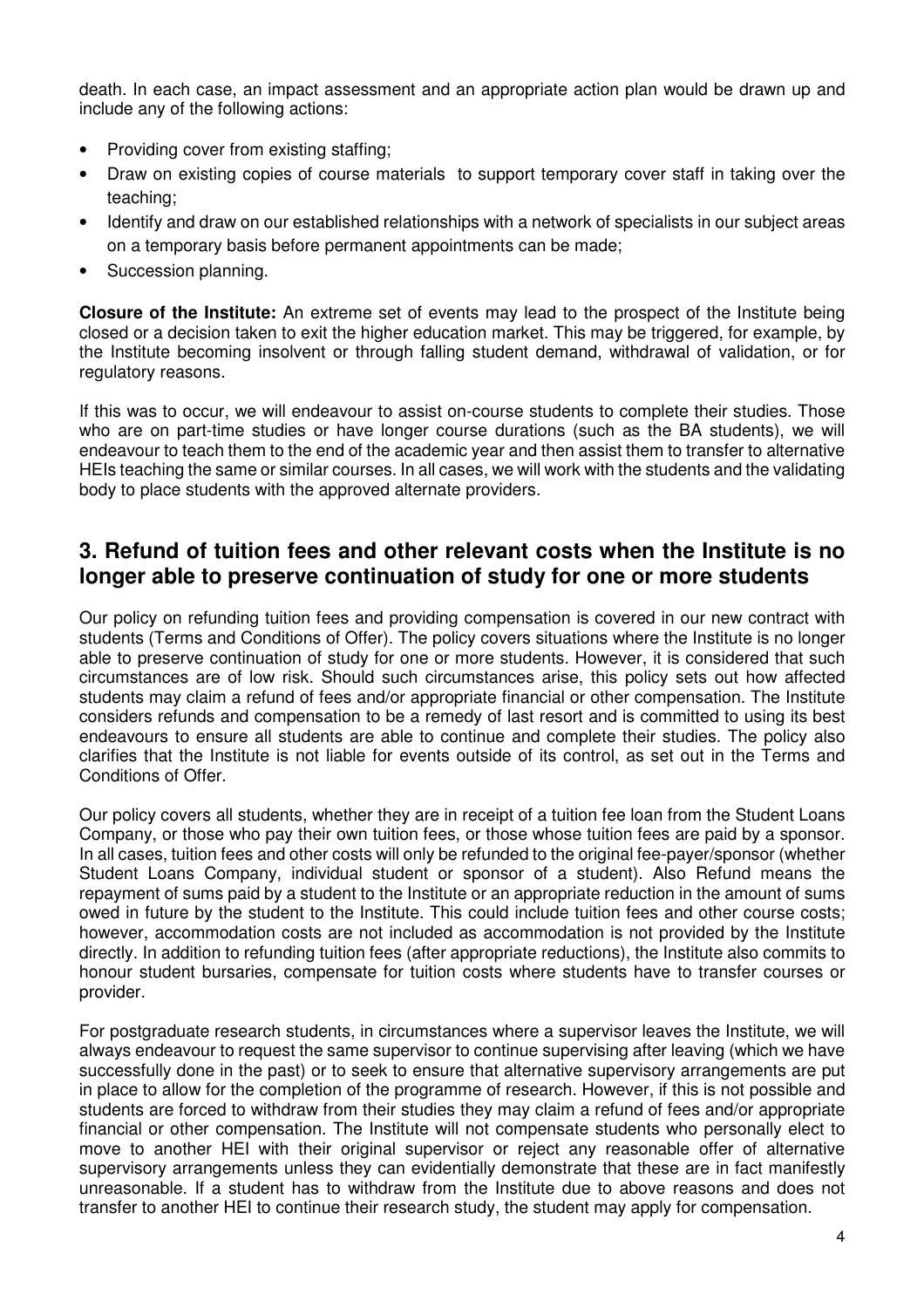death. In each case, an impact assessment and an appropriate action plan would be drawn up and include any of the following actions:

- Providing cover from existing staffing;
- Draw on existing copies of course materials to support temporary cover staff in taking over the teaching;
- Identify and draw on our established relationships with a network of specialists in our subject areas on a temporary basis before permanent appointments can be made;
- Succession planning.

**Closure of the Institute:** An extreme set of events may lead to the prospect of the Institute being closed or a decision taken to exit the higher education market. This may be triggered, for example, by the Institute becoming insolvent or through falling student demand, withdrawal of validation, or for regulatory reasons.

If this was to occur, we will endeavour to assist on-course students to complete their studies. Those who are on part-time studies or have longer course durations (such as the BA students), we will endeavour to teach them to the end of the academic year and then assist them to transfer to alternative HEIs teaching the same or similar courses. In all cases, we will work with the students and the validating body to place students with the approved alternate providers.

## 3. Refund of tuition fees and other relevant costs when the Institute is no longer able to preserve continuation of study for one or more students

Our policy on refunding tuition fees and providing compensation is covered in our new contract with students (Terms and Conditions of Offer). The policy covers situations where the Institute is no longer able to preserve continuation of study for one or more students. However, it is considered that such circumstances are of low risk. Should such circumstances arise, this policy sets out how affected students may claim a refund of fees and/or appropriate financial or other compensation. The Institute considers refunds and compensation to be a remedy of last resort and is committed to using its best endeavours to ensure all students are able to continue and complete their studies. The policy also clarifies that the Institute is not liable for events outside of its control, as set out in the Terms and Conditions of Offer.

Our policy covers all students, whether they are in receipt of a tuition fee loan from the Student Loans Company, or those who pay their own tuition fees, or those whose tuition fees are paid by a sponsor. In all cases, tuition fees and other costs will only be refunded to the original fee-payer/sponsor (whether Student Loans Company, individual student or sponsor of a student). Also Refund means the repayment of sums paid by a student to the Institute or an appropriate reduction in the amount of sums owed in future by the student to the Institute. This could include tuition fees and other course costs; however, accommodation costs are not included as accommodation is not provided by the Institute directly. In addition to refunding tuition fees (after appropriate reductions), the Institute also commits to honour student bursaries, compensate for tuition costs where students have to transfer courses or provider.

For postgraduate research students, in circumstances where a supervisor leaves the Institute, we will always endeavour to request the same supervisor to continue supervising after leaving (which we have successfully done in the past) or to seek to ensure that alternative supervisory arrangements are put in place to allow for the completion of the programme of research. However, if this is not possible and students are forced to withdraw from their studies they may claim a refund of fees and/or appropriate financial or other compensation. The Institute will not compensate students who personally elect to move to another HEI with their original supervisor or reject any reasonable offer of alternative supervisory arrangements unless they can evidentially demonstrate that these are in fact manifestly unreasonable. If a student has to withdraw from the Institute due to above reasons and does not transfer to another HEI to continue their research study, the student may apply for compensation.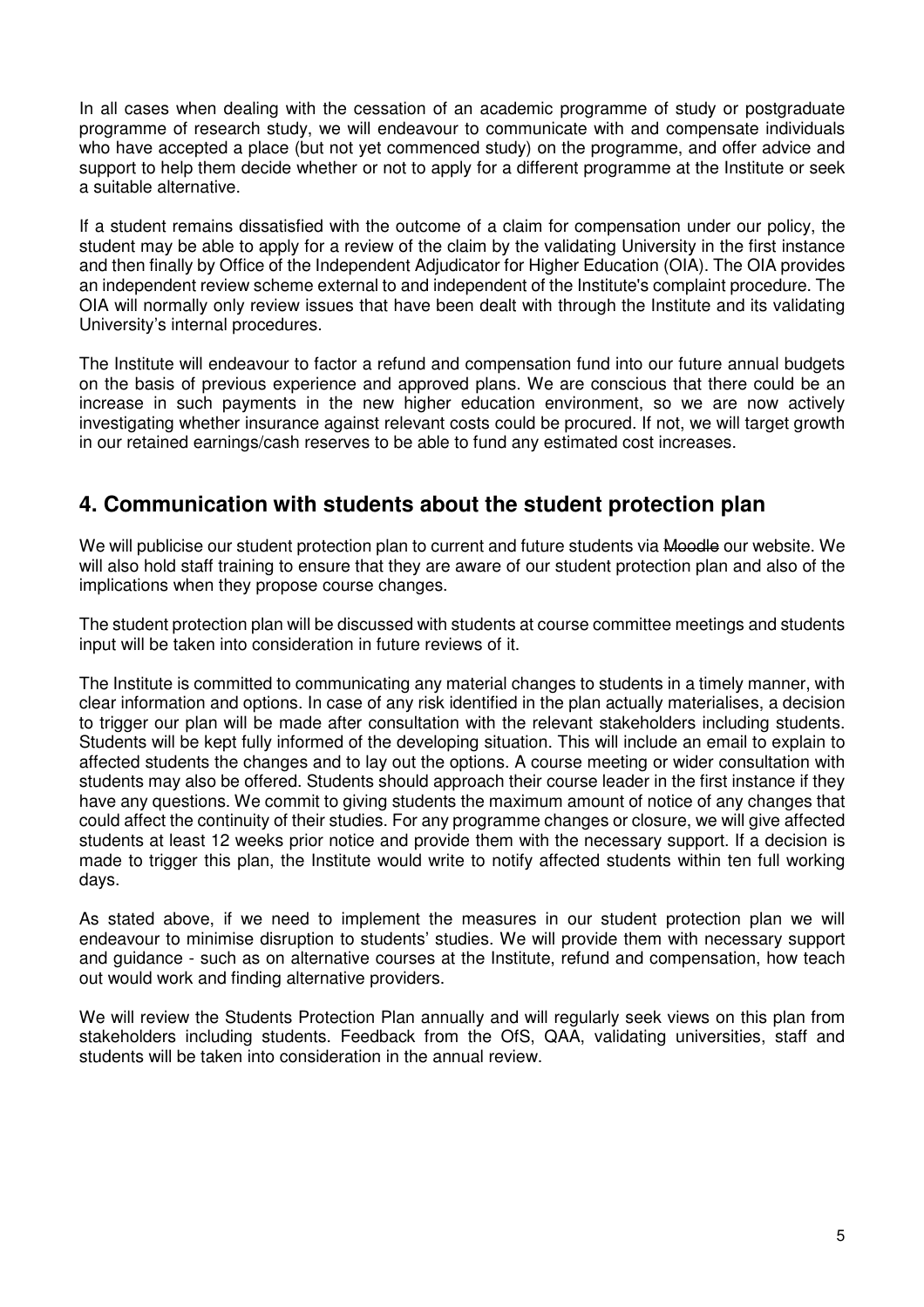In all cases when dealing with the cessation of an academic programme of study or postgraduate programme of research study, we will endeavour to communicate with and compensate individuals who have accepted a place (but not yet commenced study) on the programme, and offer advice and support to help them decide whether or not to apply for a different programme at the Institute or seek a suitable alternative.

If a student remains dissatisfied with the outcome of a claim for compensation under our policy, the student may be able to apply for a review of the claim by the validating University in the first instance and then finally by Office of the Independent Adjudicator for Higher Education (OIA). The OIA provides an independent review scheme external to and independent of the Institute's complaint procedure. The OIA will normally only review issues that have been dealt with through the Institute and its validating University's internal procedures.

The Institute will endeavour to factor a refund and compensation fund into our future annual budgets on the basis of previous experience and approved plans. We are conscious that there could be an increase in such payments in the new higher education environment, so we are now actively investigating whether insurance against relevant costs could be procured. If not, we will target growth in our retained earnings/cash reserves to be able to fund any estimated cost increases.

## 4. Communication with students about the student protection plan

We will publicise our student protection plan to current and future students via ~~Moodle~~ our website. We will also hold staff training to ensure that they are aware of our student protection plan and also of the implications when they propose course changes.

The student protection plan will be discussed with students at course committee meetings and students input will be taken into consideration in future reviews of it.

The Institute is committed to communicating any material changes to students in a timely manner, with clear information and options. In case of any risk identified in the plan actually materialises, a decision to trigger our plan will be made after consultation with the relevant stakeholders including students. Students will be kept fully informed of the developing situation. This will include an email to explain to affected students the changes and to lay out the options. A course meeting or wider consultation with students may also be offered. Students should approach their course leader in the first instance if they have any questions. We commit to giving students the maximum amount of notice of any changes that could affect the continuity of their studies. For any programme changes or closure, we will give affected students at least 12 weeks prior notice and provide them with the necessary support. If a decision is made to trigger this plan, the Institute would write to notify affected students within ten full working days.

As stated above, if we need to implement the measures in our student protection plan we will endeavour to minimise disruption to students' studies. We will provide them with necessary support and guidance - such as on alternative courses at the Institute, refund and compensation, how teach out would work and finding alternative providers.

We will review the Students Protection Plan annually and will regularly seek views on this plan from stakeholders including students. Feedback from the OfS, QAA, validating universities, staff and students will be taken into consideration in the annual review.